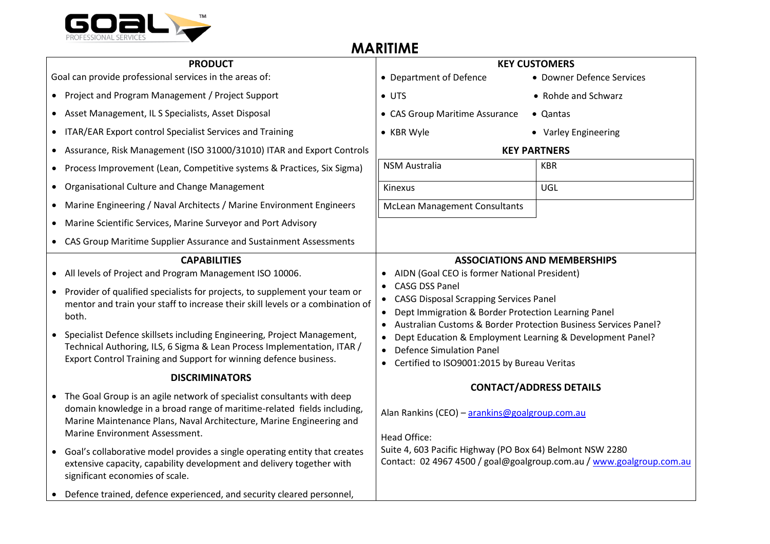GOAL™ PROFESSIONAL SERVICES

# MARITIME

## PRODUCT

Goal can provide professional services in the areas of:

- Project and Program Management / Project Support
- Asset Management, IL S Specialists, Asset Disposal
- ITAR/EAR Export control Specialist Services and Training
- Assurance, Risk Management (ISO 31000/31010) ITAR and Export Controls
- Process Improvement (Lean, Competitive systems & Practices, Six Sigma)
- Organisational Culture and Change Management
- Marine Engineering / Naval Architects / Marine Environment Engineers
- Marine Scientific Services, Marine Surveyor and Port Advisory
- CAS Group Maritime Supplier Assurance and Sustainment Assessments

## KEY CUSTOMERS

- Department of Defence
- Downer Defence Services
- UTS
- Rohde and Schwarz
- CAS Group Maritime Assurance
- Qantas
- KBR Wyle
- Varley Engineering

## KEY PARTNERS

| | |
|---|---|
| NSM Australia | KBR |
| Kinexus | UGL |
| McLean Management Consultants | |

## CAPABILITIES

- All levels of Project and Program Management ISO 10006.
- Provider of qualified specialists for projects, to supplement your team or mentor and train your staff to increase their skill levels or a combination of both.
- Specialist Defence skillsets including Engineering, Project Management, Technical Authoring, ILS, 6 Sigma & Lean Process Implementation, ITAR / Export Control Training and Support for winning defence business.

## DISCRIMINATORS

- The Goal Group is an agile network of specialist consultants with deep domain knowledge in a broad range of maritime-related fields including, Marine Maintenance Plans, Naval Architecture, Marine Engineering and Marine Environment Assessment.
- Goal's collaborative model provides a single operating entity that creates extensive capacity, capability development and delivery together with significant economies of scale.
- Defence trained, defence experienced, and security cleared personnel,

## ASSOCIATIONS AND MEMBERSHIPS

- AIDN (Goal CEO is former National President)
- CASG DSS Panel
- CASG Disposal Scrapping Services Panel
- Dept Immigration & Border Protection Learning Panel
- Australian Customs & Border Protection Business Services Panel?
- Dept Education & Employment Learning & Development Panel?
- Defence Simulation Panel
- Certified to ISO9001:2015 by Bureau Veritas

## CONTACT/ADDRESS DETAILS

Alan Rankins (CEO) – arankins@goalgroup.com.au

Head Office:
Suite 4, 603 Pacific Highway (PO Box 64) Belmont NSW 2280
Contact: 02 4967 4500 / goal@goalgroup.com.au / www.goalgroup.com.au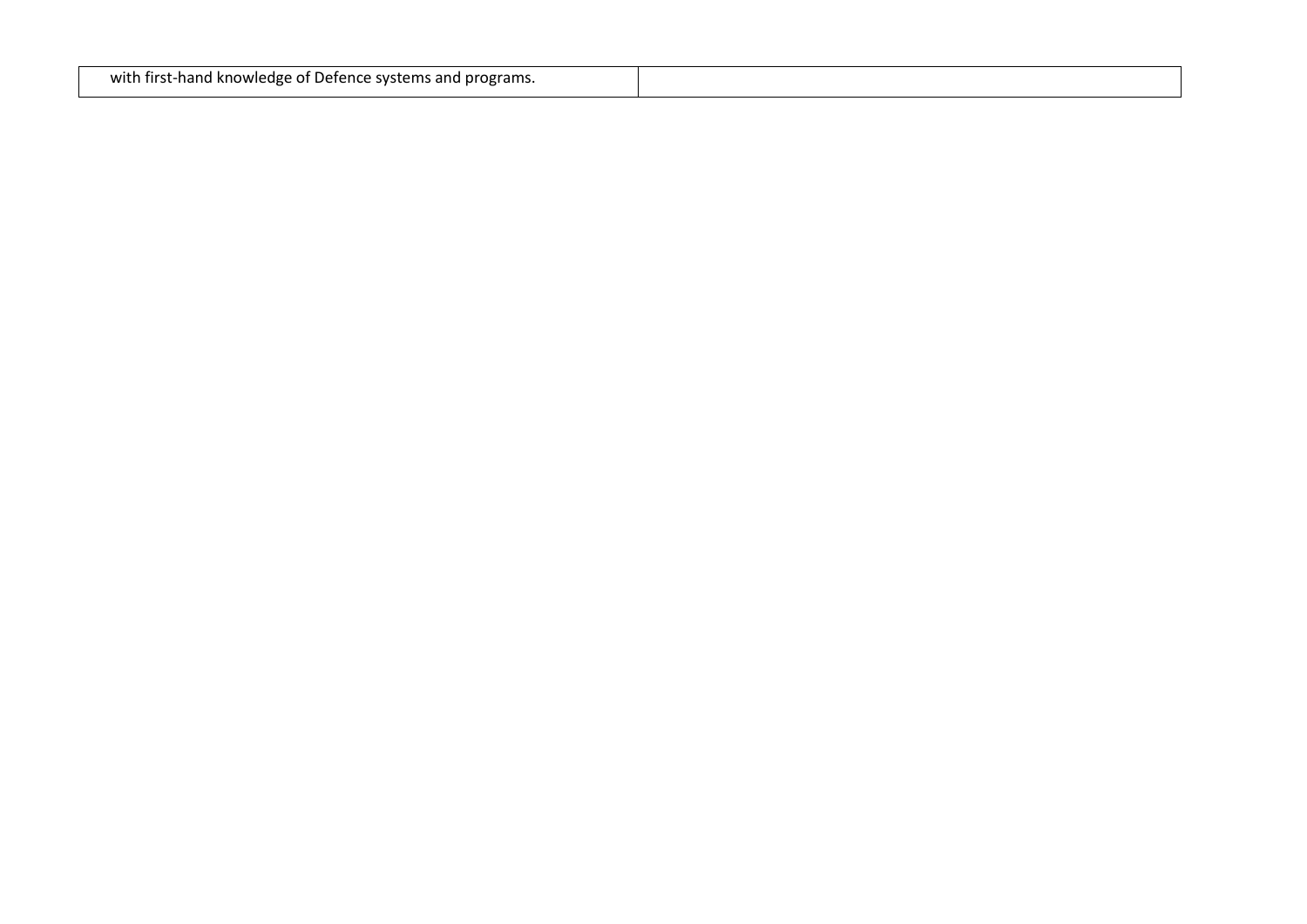| | |
|---|---|
| with first-hand knowledge of Defence systems and programs. | |